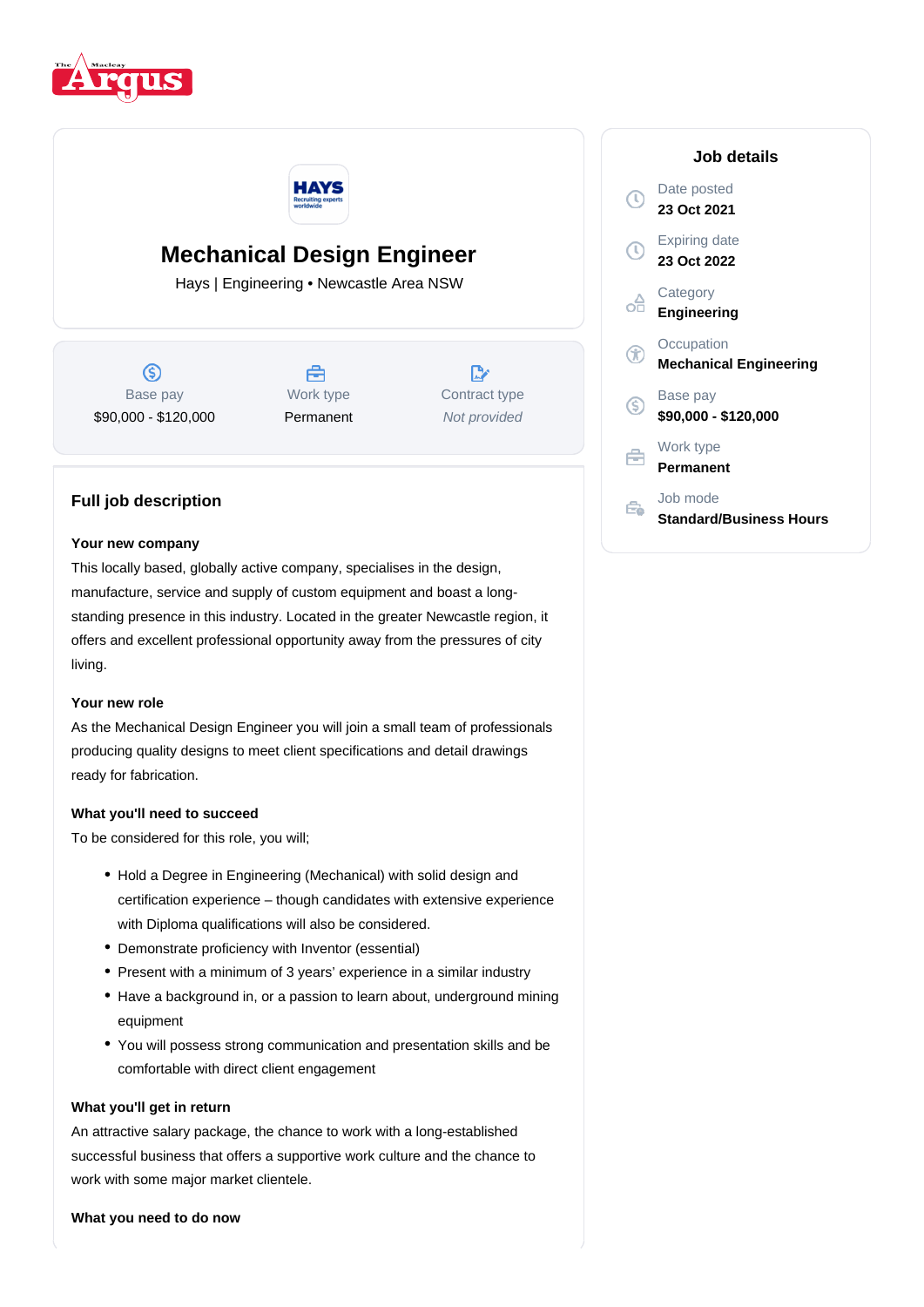# Mechanical Design Engineer

Hays | Engineering • Newcastle Area NSW

Base pay
$90,000 - $120,000

Work type
Permanent

Contract type
*Not provided*

## Full job description

**Your new company**

This locally based, globally active company, specialises in the design, manufacture, service and supply of custom equipment and boast a long-standing presence in this industry. Located in the greater Newcastle region, it offers and excellent professional opportunity away from the pressures of city living.

**Your new role**

As the Mechanical Design Engineer you will join a small team of professionals producing quality designs to meet client specifications and detail drawings ready for fabrication.

**What you'll need to succeed**

To be considered for this role, you will;

- Hold a Degree in Engineering (Mechanical) with solid design and certification experience – though candidates with extensive experience with Diploma qualifications will also be considered.
- Demonstrate proficiency with Inventor (essential)
- Present with a minimum of 3 years' experience in a similar industry
- Have a background in, or a passion to learn about, underground mining equipment
- You will possess strong communication and presentation skills and be comfortable with direct client engagement

**What you'll get in return**

An attractive salary package, the chance to work with a long-established successful business that offers a supportive work culture and the chance to work with some major market clientele.

**What you need to do now**

## Job details

Date posted
**23 Oct 2021**

Expiring date
**23 Oct 2022**

Category
**Engineering**

Occupation
**Mechanical Engineering**

Base pay
**$90,000 - $120,000**

Work type
**Permanent**

Job mode
**Standard/Business Hours**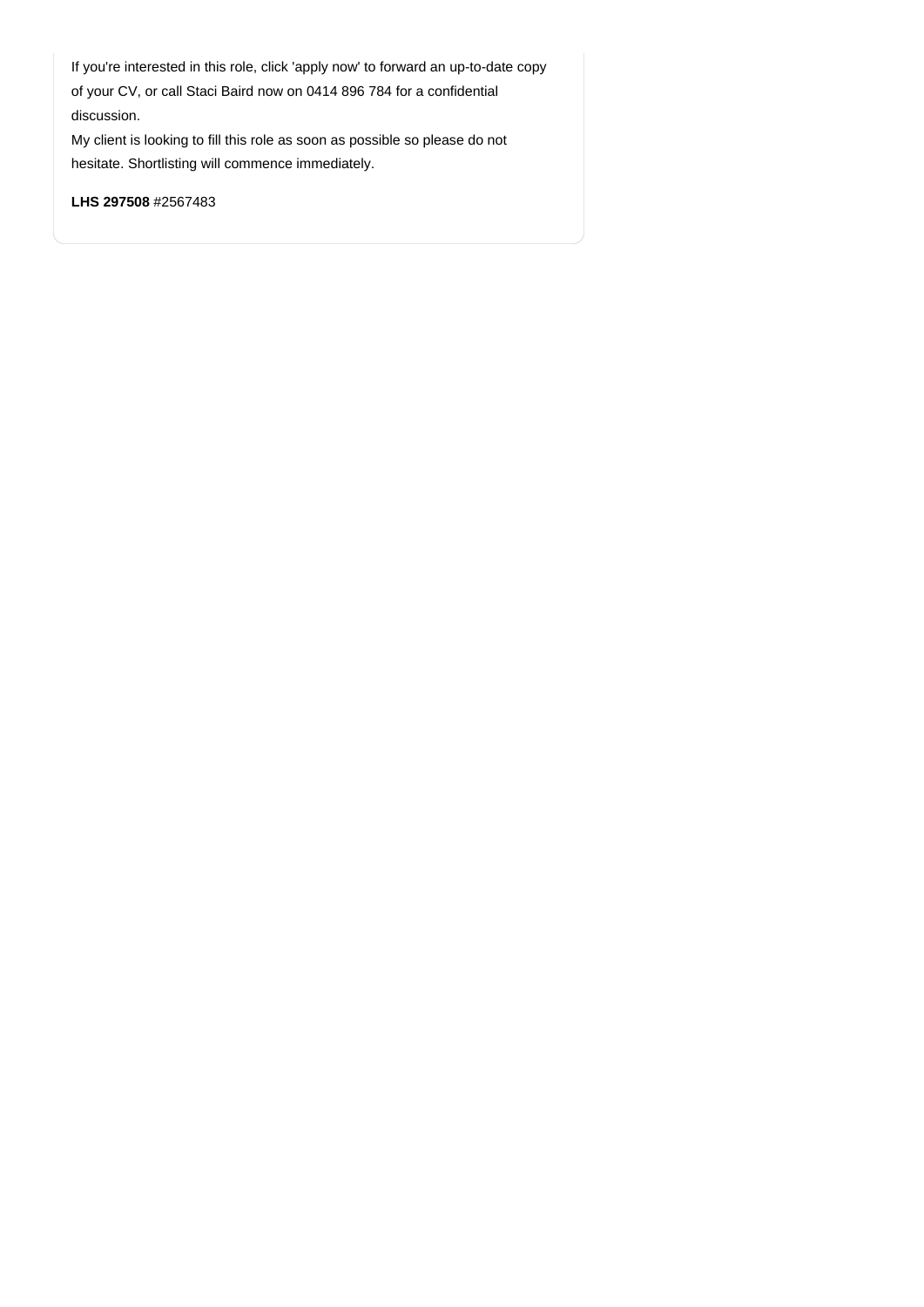If you're interested in this role, click 'apply now' to forward an up-to-date copy of your CV, or call Staci Baird now on 0414 896 784 for a confidential discussion.
My client is looking to fill this role as soon as possible so please do not hesitate. Shortlisting will commence immediately.

**LHS 297508** #2567483